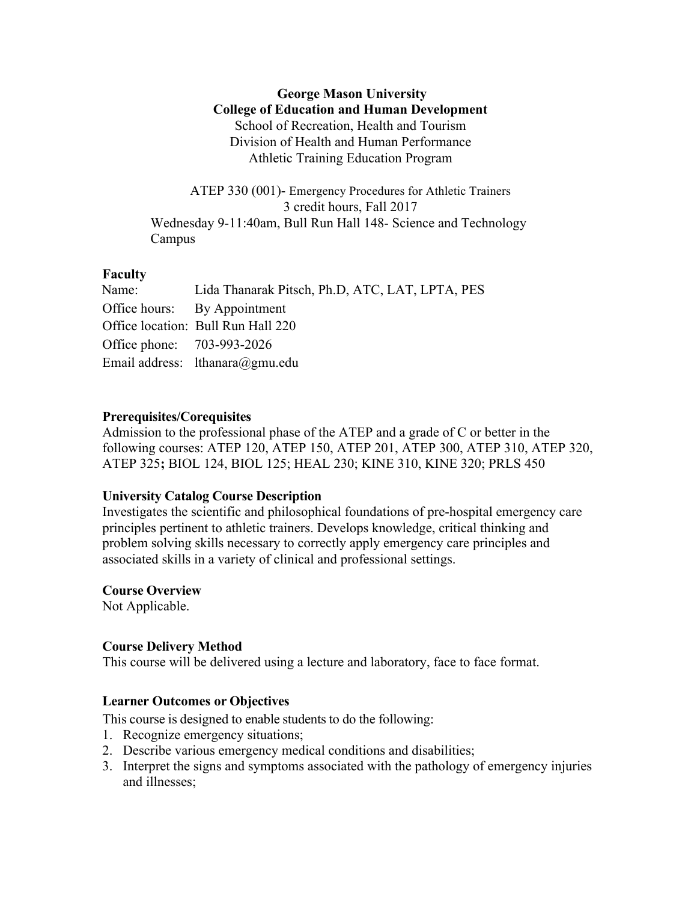**George Mason University**
**College of Education and Human Development**
School of Recreation, Health and Tourism
Division of Health and Human Performance
Athletic Training Education Program

ATEP 330 (001)- Emergency Procedures for Athletic Trainers
3 credit hours, Fall 2017
Wednesday 9-11:40am, Bull Run Hall 148- Science and Technology Campus

### Faculty

Name: Lida Thanarak Pitsch, Ph.D, ATC, LAT, LPTA, PES
Office hours: By Appointment
Office location: Bull Run Hall 220
Office phone: 703-993-2026
Email address: lthanara@gmu.edu

### Prerequisites/Corequisites

Admission to the professional phase of the ATEP and a grade of C or better in the following courses: ATEP 120, ATEP 150, ATEP 201, ATEP 300, ATEP 310, ATEP 320, ATEP 325**;** BIOL 124, BIOL 125; HEAL 230; KINE 310, KINE 320; PRLS 450

### University Catalog Course Description

Investigates the scientific and philosophical foundations of pre-hospital emergency care principles pertinent to athletic trainers. Develops knowledge, critical thinking and problem solving skills necessary to correctly apply emergency care principles and associated skills in a variety of clinical and professional settings.

### Course Overview

Not Applicable.

### Course Delivery Method

This course will be delivered using a lecture and laboratory, face to face format.

### Learner Outcomes or Objectives

This course is designed to enable students to do the following:

1. Recognize emergency situations;
2. Describe various emergency medical conditions and disabilities;
3. Interpret the signs and symptoms associated with the pathology of emergency injuries and illnesses;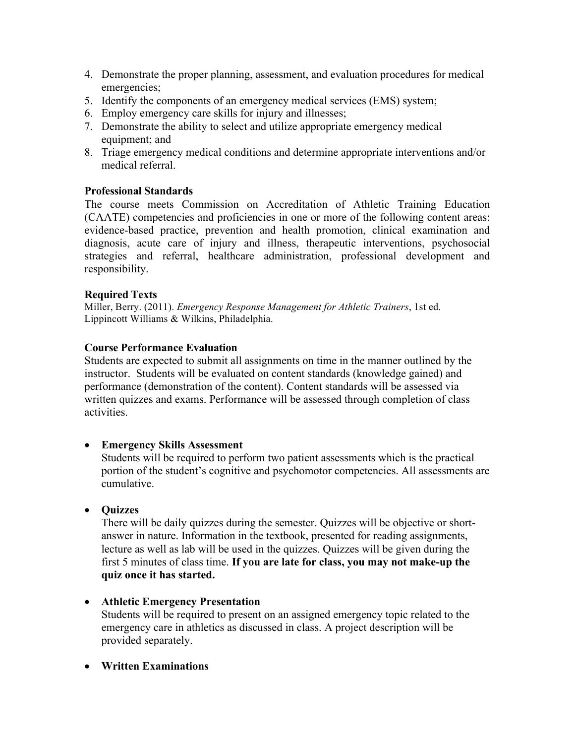4. Demonstrate the proper planning, assessment, and evaluation procedures for medical emergencies;
5. Identify the components of an emergency medical services (EMS) system;
6. Employ emergency care skills for injury and illnesses;
7. Demonstrate the ability to select and utilize appropriate emergency medical equipment; and
8. Triage emergency medical conditions and determine appropriate interventions and/or medical referral.

**Professional Standards**

The course meets Commission on Accreditation of Athletic Training Education (CAATE) competencies and proficiencies in one or more of the following content areas: evidence-based practice, prevention and health promotion, clinical examination and diagnosis, acute care of injury and illness, therapeutic interventions, psychosocial strategies and referral, healthcare administration, professional development and responsibility.

**Required Texts**

Miller, Berry. (2011). *Emergency Response Management for Athletic Trainers*, 1st ed. Lippincott Williams & Wilkins, Philadelphia.

**Course Performance Evaluation**

Students are expected to submit all assignments on time in the manner outlined by the instructor. Students will be evaluated on content standards (knowledge gained) and performance (demonstration of the content). Content standards will be assessed via written quizzes and exams. Performance will be assessed through completion of class activities.

- **Emergency Skills Assessment**
  Students will be required to perform two patient assessments which is the practical portion of the student's cognitive and psychomotor competencies. All assessments are cumulative.

- **Quizzes**
  There will be daily quizzes during the semester. Quizzes will be objective or short-answer in nature. Information in the textbook, presented for reading assignments, lecture as well as lab will be used in the quizzes. Quizzes will be given during the first 5 minutes of class time. **If you are late for class, you may not make-up the quiz once it has started.**

- **Athletic Emergency Presentation**
  Students will be required to present on an assigned emergency topic related to the emergency care in athletics as discussed in class. A project description will be provided separately.

- **Written Examinations**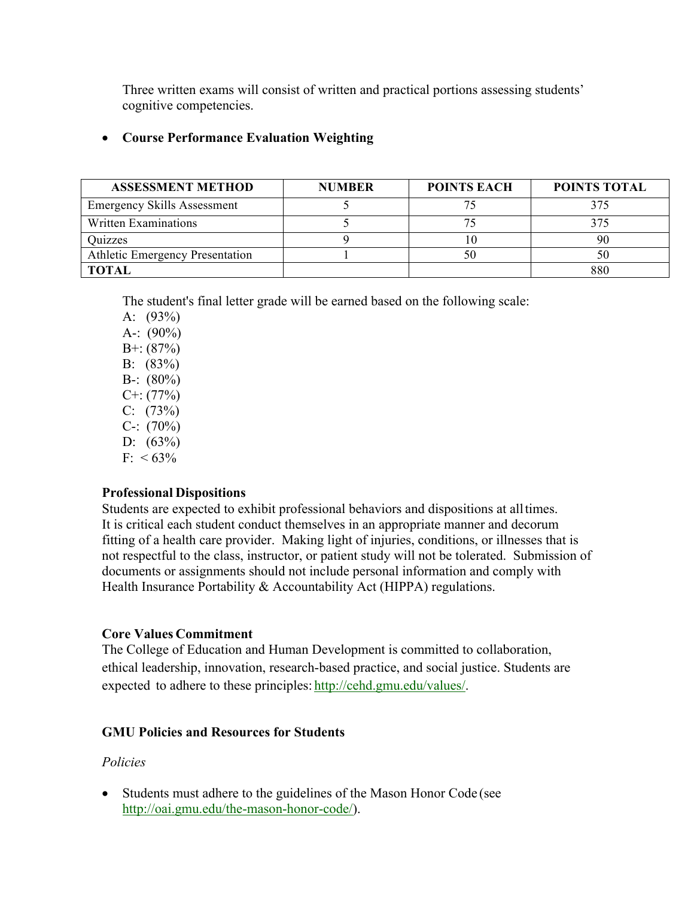Three written exams will consist of written and practical portions assessing students' cognitive competencies.

- **Course Performance Evaluation Weighting**

| ASSESSMENT METHOD | NUMBER | POINTS EACH | POINTS TOTAL |
|---|---|---|---|
| Emergency Skills Assessment | 5 | 75 | 375 |
| Written Examinations | 5 | 75 | 375 |
| Quizzes | 9 | 10 | 90 |
| Athletic Emergency Presentation | 1 | 50 | 50 |
| **TOTAL** | | | 880 |

The student's final letter grade will be earned based on the following scale:

A: (93%)
A-: (90%)
B+: (87%)
B: (83%)
B-: (80%)
C+: (77%)
C: (73%)
C-: (70%)
D: (63%)
F: < 63%

**Professional Dispositions**

Students are expected to exhibit professional behaviors and dispositions at all times. It is critical each student conduct themselves in an appropriate manner and decorum fitting of a health care provider. Making light of injuries, conditions, or illnesses that is not respectful to the class, instructor, or patient study will not be tolerated. Submission of documents or assignments should not include personal information and comply with Health Insurance Portability & Accountability Act (HIPPA) regulations.

**Core Values Commitment**

The College of Education and Human Development is committed to collaboration, ethical leadership, innovation, research-based practice, and social justice. Students are expected to adhere to these principles: http://cehd.gmu.edu/values/.

**GMU Policies and Resources for Students**

*Policies*

- Students must adhere to the guidelines of the Mason Honor Code (see http://oai.gmu.edu/the-mason-honor-code/).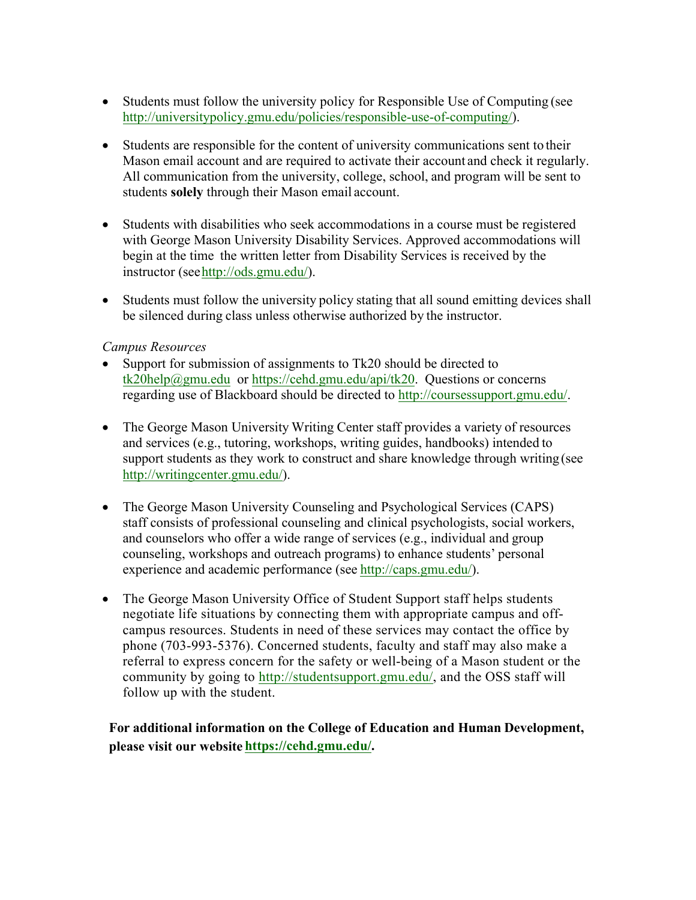- Students must follow the university policy for Responsible Use of Computing (see http://universitypolicy.gmu.edu/policies/responsible-use-of-computing/).

- Students are responsible for the content of university communications sent to their Mason email account and are required to activate their account and check it regularly. All communication from the university, college, school, and program will be sent to students **solely** through their Mason email account.

- Students with disabilities who seek accommodations in a course must be registered with George Mason University Disability Services. Approved accommodations will begin at the time the written letter from Disability Services is received by the instructor (see http://ods.gmu.edu/).

- Students must follow the university policy stating that all sound emitting devices shall be silenced during class unless otherwise authorized by the instructor.

*Campus Resources*

- Support for submission of assignments to Tk20 should be directed to tk20help@gmu.edu or https://cehd.gmu.edu/api/tk20. Questions or concerns regarding use of Blackboard should be directed to http://coursessupport.gmu.edu/.

- The George Mason University Writing Center staff provides a variety of resources and services (e.g., tutoring, workshops, writing guides, handbooks) intended to support students as they work to construct and share knowledge through writing (see http://writingcenter.gmu.edu/).

- The George Mason University Counseling and Psychological Services (CAPS) staff consists of professional counseling and clinical psychologists, social workers, and counselors who offer a wide range of services (e.g., individual and group counseling, workshops and outreach programs) to enhance students' personal experience and academic performance (see http://caps.gmu.edu/).

- The George Mason University Office of Student Support staff helps students negotiate life situations by connecting them with appropriate campus and off-campus resources. Students in need of these services may contact the office by phone (703-993-5376). Concerned students, faculty and staff may also make a referral to express concern for the safety or well-being of a Mason student or the community by going to http://studentsupport.gmu.edu/, and the OSS staff will follow up with the student.

**For additional information on the College of Education and Human Development, please visit our website https://cehd.gmu.edu/.**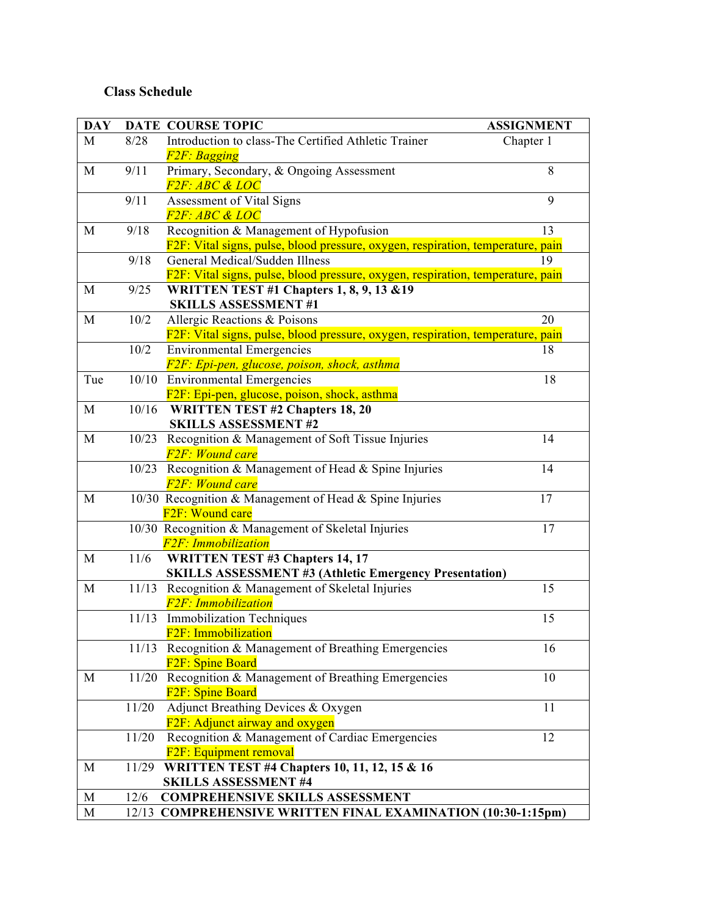**Class Schedule**

| DAY | DATE | COURSE TOPIC | ASSIGNMENT |
|---|---|---|---|
| M | 8/28 | Introduction to class-The Certified Athletic Trainer<br>*F2F: Bagging* | Chapter 1 |
| M | 9/11 | Primary, Secondary, & Ongoing Assessment<br>*F2F: ABC & LOC* | 8 |
|  | 9/11 | Assessment of Vital Signs<br>*F2F: ABC & LOC* | 9 |
| M | 9/18 | Recognition & Management of Hypofusion<br>F2F: Vital signs, pulse, blood pressure, oxygen, respiration, temperature, pain | 13 |
|  | 9/18 | General Medical/Sudden Illness<br>F2F: Vital signs, pulse, blood pressure, oxygen, respiration, temperature, pain | 19 |
| M | 9/25 | **WRITTEN TEST #1 Chapters 1, 8, 9, 13 &19**<br>**SKILLS ASSESSMENT #1** |  |
| M | 10/2 | Allergic Reactions & Poisons<br>F2F: Vital signs, pulse, blood pressure, oxygen, respiration, temperature, pain | 20 |
|  | 10/2 | Environmental Emergencies<br>*F2F: Epi-pen, glucose, poison, shock, asthma* | 18 |
| Tue | 10/10 | Environmental Emergencies<br>F2F: Epi-pen, glucose, poison, shock, asthma | 18 |
| M | 10/16 | **WRITTEN TEST #2 Chapters 18, 20**<br>**SKILLS ASSESSMENT #2** |  |
| M | 10/23 | Recognition & Management of Soft Tissue Injuries<br>*F2F: Wound care* | 14 |
|  | 10/23 | Recognition & Management of Head & Spine Injuries<br>*F2F: Wound care* | 14 |
| M | 10/30 | Recognition & Management of Head & Spine Injuries<br>F2F: Wound care | 17 |
|  | 10/30 | Recognition & Management of Skeletal Injuries<br>*F2F: Immobilization* | 17 |
| M | 11/6 | **WRITTEN TEST #3 Chapters 14, 17**<br>**SKILLS ASSESSMENT #3 (Athletic Emergency Presentation)** |  |
| M | 11/13 | Recognition & Management of Skeletal Injuries<br>*F2F: Immobilization* | 15 |
|  | 11/13 | Immobilization Techniques<br>F2F: Immobilization | 15 |
|  | 11/13 | Recognition & Management of Breathing Emergencies<br>F2F: Spine Board | 16 |
| M | 11/20 | Recognition & Management of Breathing Emergencies<br>F2F: Spine Board | 10 |
|  | 11/20 | Adjunct Breathing Devices & Oxygen<br>F2F: Adjunct airway and oxygen | 11 |
|  | 11/20 | Recognition & Management of Cardiac Emergencies<br>F2F: Equipment removal | 12 |
| M | 11/29 | **WRITTEN TEST #4 Chapters 10, 11, 12, 15 & 16**<br>**SKILLS ASSESSMENT #4** |  |
| M | 12/6 | **COMPREHENSIVE SKILLS ASSESSMENT** |  |
| M | 12/13 | **COMPREHENSIVE WRITTEN FINAL EXAMINATION (10:30-1:15pm)** |  |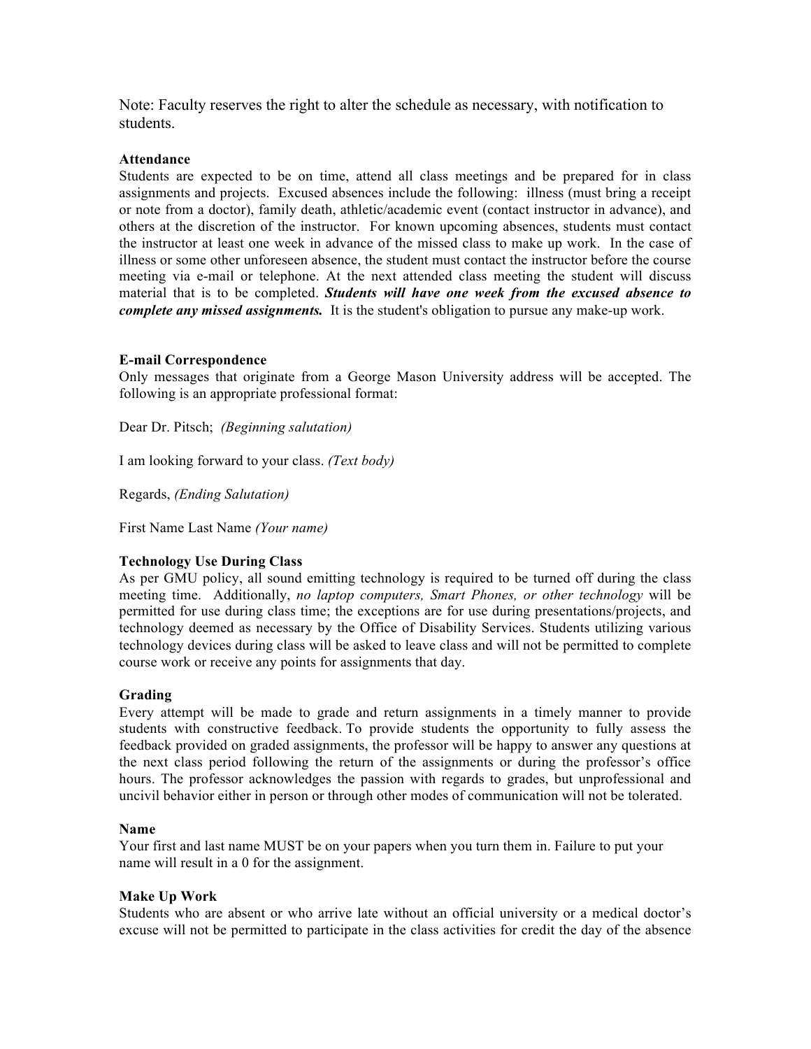Note: Faculty reserves the right to alter the schedule as necessary, with notification to students.

**Attendance**

Students are expected to be on time, attend all class meetings and be prepared for in class assignments and projects. Excused absences include the following: illness (must bring a receipt or note from a doctor), family death, athletic/academic event (contact instructor in advance), and others at the discretion of the instructor. For known upcoming absences, students must contact the instructor at least one week in advance of the missed class to make up work. In the case of illness or some other unforeseen absence, the student must contact the instructor before the course meeting via e-mail or telephone. At the next attended class meeting the student will discuss material that is to be completed. ***Students will have one week from the excused absence to complete any missed assignments.*** It is the student's obligation to pursue any make-up work.

**E-mail Correspondence**

Only messages that originate from a George Mason University address will be accepted. The following is an appropriate professional format:

Dear Dr. Pitsch; *(Beginning salutation)*

I am looking forward to your class. *(Text body)*

Regards, *(Ending Salutation)*

First Name Last Name *(Your name)*

**Technology Use During Class**

As per GMU policy, all sound emitting technology is required to be turned off during the class meeting time. Additionally, *no laptop computers, Smart Phones, or other technology* will be permitted for use during class time; the exceptions are for use during presentations/projects, and technology deemed as necessary by the Office of Disability Services. Students utilizing various technology devices during class will be asked to leave class and will not be permitted to complete course work or receive any points for assignments that day.

**Grading**

Every attempt will be made to grade and return assignments in a timely manner to provide students with constructive feedback. To provide students the opportunity to fully assess the feedback provided on graded assignments, the professor will be happy to answer any questions at the next class period following the return of the assignments or during the professor's office hours. The professor acknowledges the passion with regards to grades, but unprofessional and uncivil behavior either in person or through other modes of communication will not be tolerated.

**Name**

Your first and last name MUST be on your papers when you turn them in. Failure to put your name will result in a 0 for the assignment.

**Make Up Work**

Students who are absent or who arrive late without an official university or a medical doctor's excuse will not be permitted to participate in the class activities for credit the day of the absence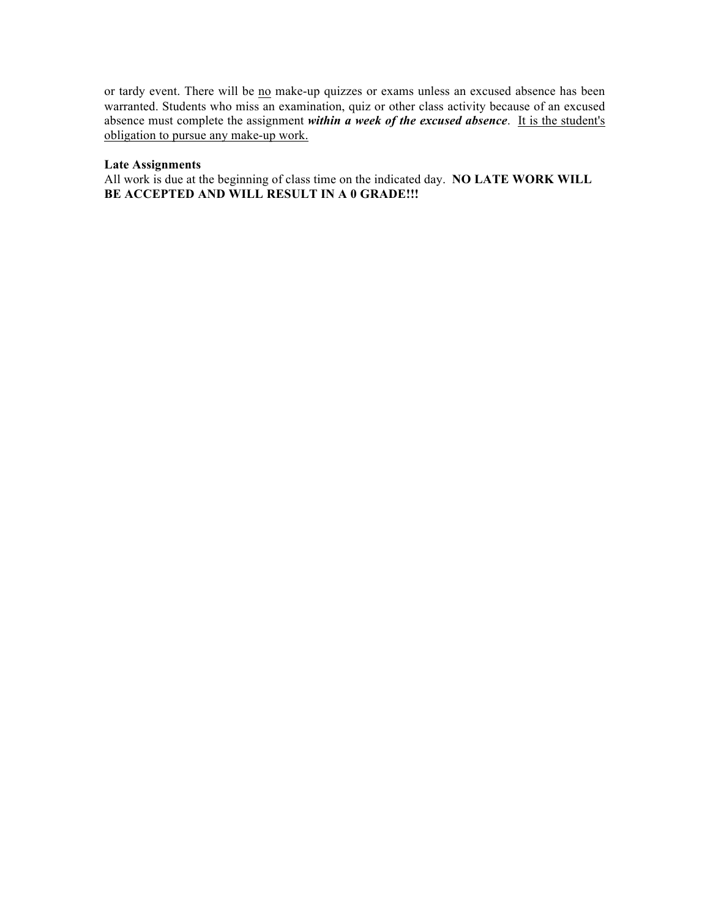or tardy event. There will be <u>no</u> make-up quizzes or exams unless an excused absence has been warranted. Students who miss an examination, quiz or other class activity because of an excused absence must complete the assignment ***within a week of the excused absence***. <u>It is the student's obligation to pursue any make-up work.</u>

**Late Assignments**
All work is due at the beginning of class time on the indicated day. **NO LATE WORK WILL BE ACCEPTED AND WILL RESULT IN A 0 GRADE!!!**